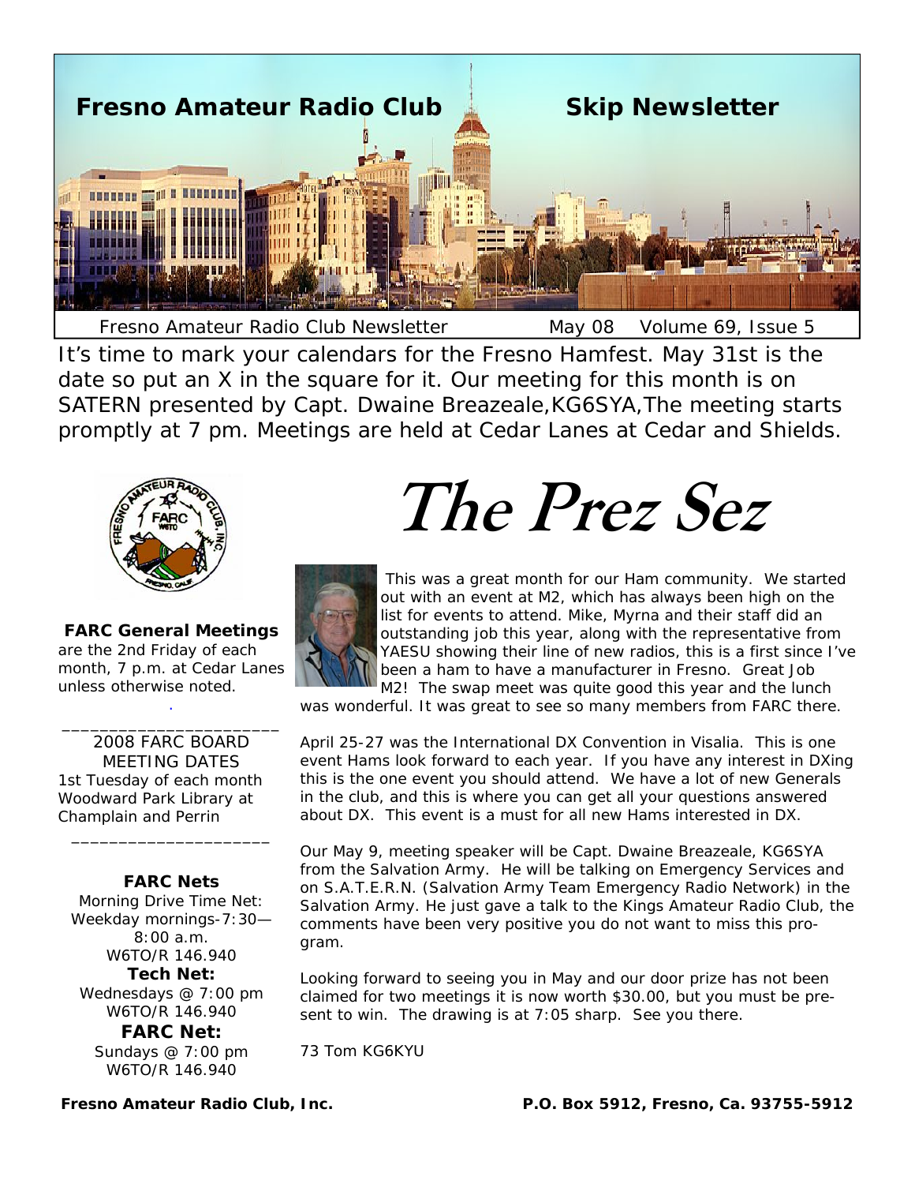# Fresno Amateur Radio Club Skip Newsletter

Fresno Amateur Radio Club Newsletter May 08 Volume 69, Issue 5

It's time to mark your calendars for the Fresno Hamfest. May 31st is the date so put an X in the square for it. Our meeting for this month is on SATERN presented by Capt. Dwaine Breazeale,KG6SYA,The meeting starts promptly at 7 pm. Meetings are held at Cedar Lanes at Cedar and Shields.

**FARC General Meetings** are the 2nd Friday of each month, 7 p.m. at Cedar Lanes unless otherwise noted.

---

2008 FARC BOARD MEETING DATES
1st Tuesday of each month Woodward Park Library at Champlain and Perrin

---

**FARC Nets**

Morning Drive Time Net:
Weekday mornings-7:30—8:00 a.m.
W6TO/R 146.940

**Tech Net:**
Wednesdays @ 7:00 pm
W6TO/R 146.940

**FARC Net:**
Sundays @ 7:00 pm
W6TO/R 146.940

# The Prez Sez

This was a great month for our Ham community. We started out with an event at M2, which has always been high on the list for events to attend. Mike, Myrna and their staff did an outstanding job this year, along with the representative from YAESU showing their line of new radios, this is a first since I've been a ham to have a manufacturer in Fresno. Great Job M2! The swap meet was quite good this year and the lunch was wonderful. It was great to see so many members from FARC there.

April 25-27 was the International DX Convention in Visalia. This is one event Hams look forward to each year. If you have any interest in DXing this is the one event you should attend. We have a lot of new Generals in the club, and this is where you can get all your questions answered about DX. This event is a must for all new Hams interested in DX.

Our May 9, meeting speaker will be Capt. Dwaine Breazeale, KG6SYA from the Salvation Army. He will be talking on Emergency Services and on S.A.T.E.R.N. (Salvation Army Team Emergency Radio Network) in the Salvation Army. He just gave a talk to the Kings Amateur Radio Club, the comments have been very positive you do not want to miss this program.

Looking forward to seeing you in May and our door prize has not been claimed for two meetings it is now worth $30.00, but you must be present to win. The drawing is at 7:05 sharp. See you there.

73 Tom KG6KYU

**Fresno Amateur Radio Club, Inc.** **P.O. Box 5912, Fresno, Ca. 93755-5912**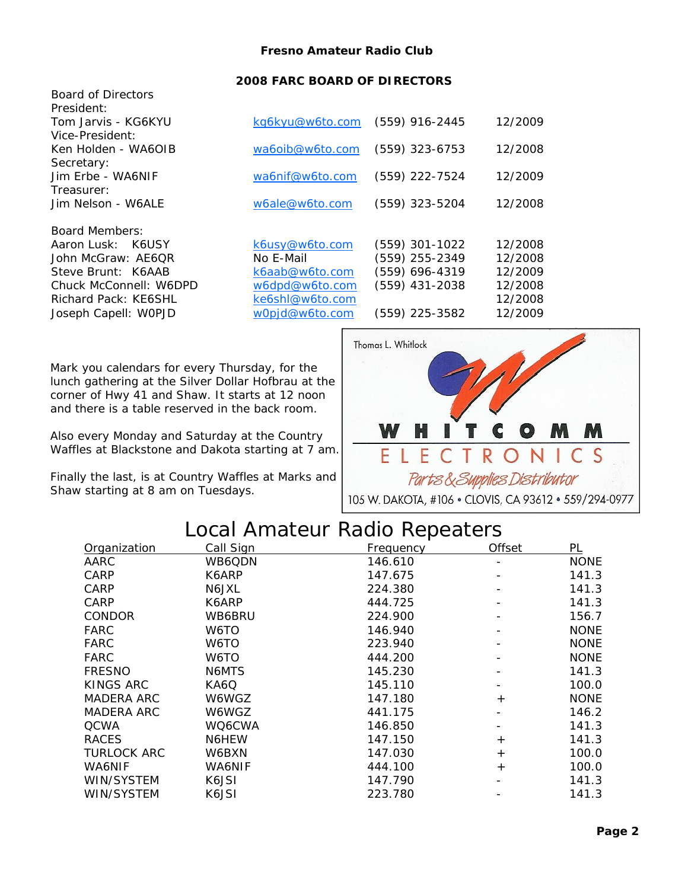**Fresno Amateur Radio Club**

## 2008 FARC BOARD OF DIRECTORS

Board of Directors

| | | | |
|---|---|---|---|
| President: | | | |
| Tom Jarvis - KG6KYU | kg6kyu@w6to.com | (559) 916-2445 | 12/2009 |
| Vice-President: | | | |
| Ken Holden - WA6OIB | wa6oib@w6to.com | (559) 323-6753 | 12/2008 |
| Secretary: | | | |
| Jim Erbe - WA6NIF | wa6nif@w6to.com | (559) 222-7524 | 12/2009 |
| Treasurer: | | | |
| Jim Nelson - W6ALE | w6ale@w6to.com | (559) 323-5204 | 12/2008 |

Board Members:

| | | | |
|---|---|---|---|
| Aaron Lusk: K6USY | k6usy@w6to.com | (559) 301-1022 | 12/2008 |
| John McGraw: AE6QR | No E-Mail | (559) 255-2349 | 12/2008 |
| Steve Brunt: K6AAB | k6aab@w6to.com | (559) 696-4319 | 12/2009 |
| Chuck McConnell: W6DPD | w6dpd@w6to.com | (559) 431-2038 | 12/2008 |
| Richard Pack: KE6SHL | ke6shl@w6to.com | | 12/2008 |
| Joseph Capell: W0PJD | w0pjd@w6to.com | (559) 225-3582 | 12/2009 |

Mark you calendars for every Thursday, for the lunch gathering at the Silver Dollar Hofbrau at the corner of Hwy 41 and Shaw. It starts at 12 noon and there is a table reserved in the back room.

Also every Monday and Saturday at the Country Waffles at Blackstone and Dakota starting at 7 am.

Finally the last, is at Country Waffles at Marks and Shaw starting at 8 am on Tuesdays.

Thomas L. Whitlock

WHITCOMM ELECTRONICS

*Parts & Supplies Distributor*

105 W. DAKOTA, #106 • CLOVIS, CA 93612 • 559/294-0977

# Local Amateur Radio Repeaters

| Organization | Call Sign | Frequency | Offset | PL |
|---|---|---|---|---|
| AARC | WB6QDN | 146.610 | - | NONE |
| CARP | K6ARP | 147.675 | - | 141.3 |
| CARP | N6JXL | 224.380 | - | 141.3 |
| CARP | K6ARP | 444.725 | - | 141.3 |
| CONDOR | WB6BRU | 224.900 | - | 156.7 |
| FARC | W6TO | 146.940 | - | NONE |
| FARC | W6TO | 223.940 | - | NONE |
| FARC | W6TO | 444.200 | - | NONE |
| FRESNO | N6MTS | 145.230 | - | 141.3 |
| KINGS ARC | KA6Q | 145.110 | - | 100.0 |
| MADERA ARC | W6WGZ | 147.180 | + | NONE |
| MADERA ARC | W6WGZ | 441.175 | - | 146.2 |
| QCWA | WQ6CWA | 146.850 | - | 141.3 |
| RACES | N6HEW | 147.150 | + | 141.3 |
| TURLOCK ARC | W6BXN | 147.030 | + | 100.0 |
| WA6NIF | WA6NIF | 444.100 | + | 100.0 |
| WIN/SYSTEM | K6JSI | 147.790 | - | 141.3 |
| WIN/SYSTEM | K6JSI | 223.780 | - | 141.3 |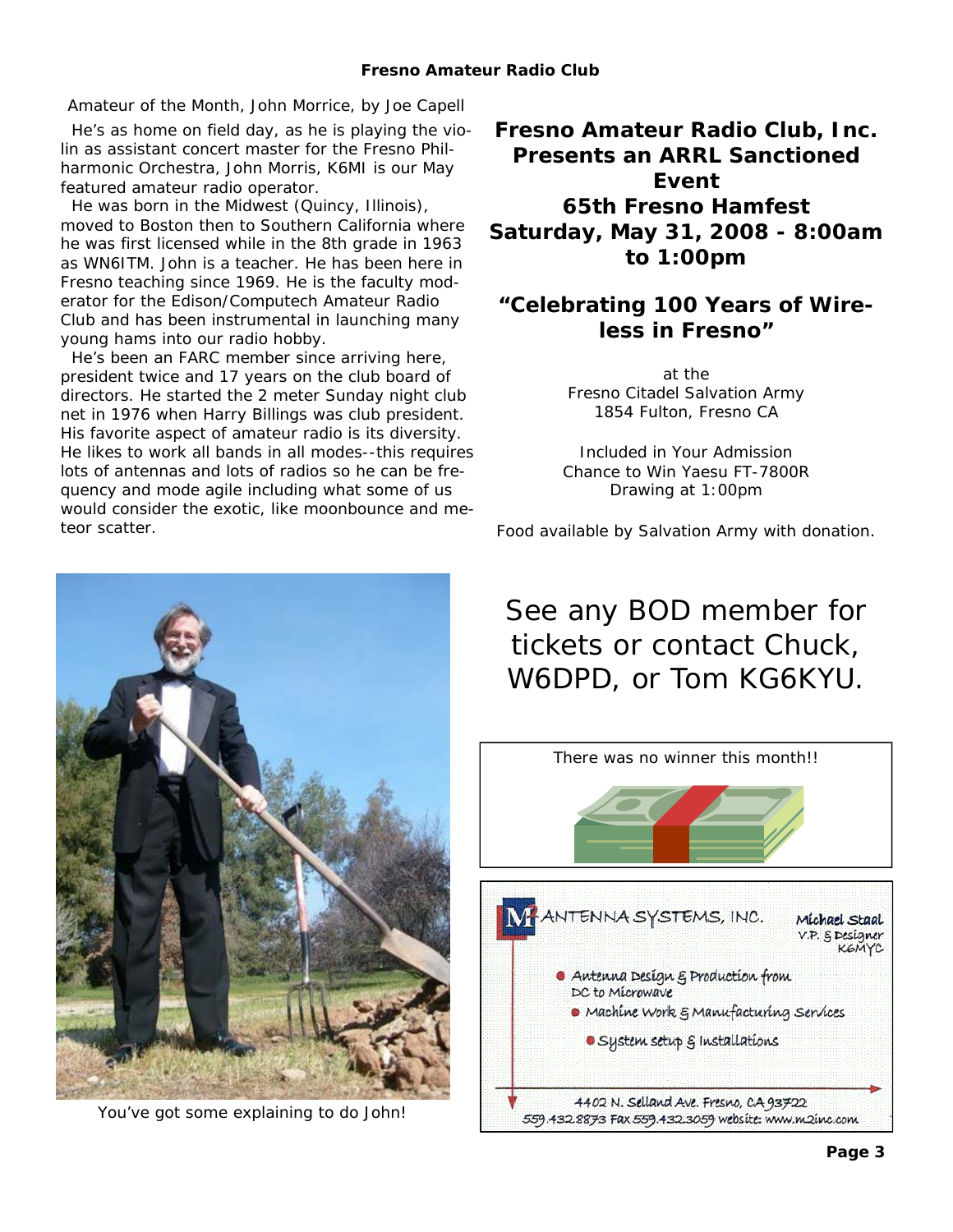Amateur of the Month, John Morrice, by Joe Capell

He's as home on field day, as he is playing the violin as assistant concert master for the Fresno Philharmonic Orchestra, John Morris, K6MI is our May featured amateur radio operator.

He was born in the Midwest (Quincy, Illinois), moved to Boston then to Southern California where he was first licensed while in the 8th grade in 1963 as WN6ITM. John is a teacher. He has been here in Fresno teaching since 1969. He is the faculty moderator for the Edison/Computech Amateur Radio Club and has been instrumental in launching many young hams into our radio hobby.

He's been an FARC member since arriving here, president twice and 17 years on the club board of directors. He started the 2 meter Sunday night club net in 1976 when Harry Billings was club president. His favorite aspect of amateur radio is its diversity. He likes to work all bands in all modes--this requires lots of antennas and lots of radios so he can be frequency and mode agile including what some of us would consider the exotic, like moonbounce and meteor scatter.

You've got some explaining to do John!

## Fresno Amateur Radio Club, Inc. Presents an ARRL Sanctioned Event 65th Fresno Hamfest Saturday, May 31, 2008 - 8:00am to 1:00pm

### "Celebrating 100 Years of Wireless in Fresno"

at the
Fresno Citadel Salvation Army
1854 Fulton, Fresno CA

Included in Your Admission
Chance to Win Yaesu FT-7800R
Drawing at 1:00pm

Food available by Salvation Army with donation.

See any BOD member for tickets or contact Chuck, W6DPD, or Tom KG6KYU.

There was no winner this month!!

M2 ANTENNA SYSTEMS, INC.

Michael Staal
V.P. & Designer
K6MYC

- Antenna Design & Production from DC to Microwave
- Machine Work & Manufacturing Services
- System setup & Installations

4402 N. Selland Ave. Fresno, CA 93722
559.432.8873 Fax 559.432.3059 website: www.m2inc.com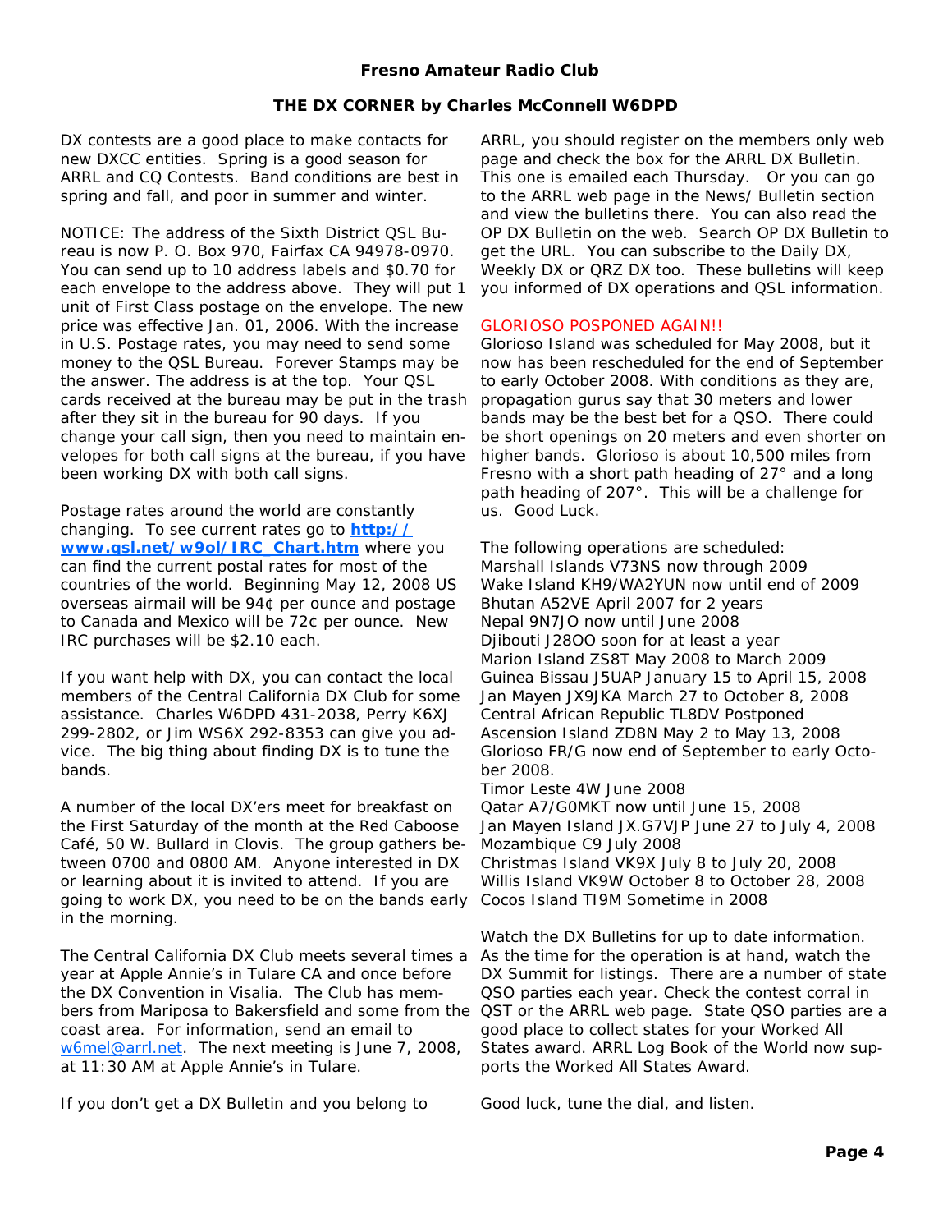**Fresno Amateur Radio Club**

## THE DX CORNER by Charles McConnell W6DPD

DX contests are a good place to make contacts for new DXCC entities. Spring is a good season for ARRL and CQ Contests. Band conditions are best in spring and fall, and poor in summer and winter.

NOTICE: The address of the Sixth District QSL Bureau is now P. O. Box 970, Fairfax CA 94978-0970. You can send up to 10 address labels and $0.70 for each envelope to the address above. They will put 1 unit of First Class postage on the envelope. The new price was effective Jan. 01, 2006. With the increase in U.S. Postage rates, you may need to send some money to the QSL Bureau. Forever Stamps may be the answer. The address is at the top. Your QSL cards received at the bureau may be put in the trash after they sit in the bureau for 90 days. If you change your call sign, then you need to maintain envelopes for both call signs at the bureau, if you have been working DX with both call signs.

Postage rates around the world are constantly changing. To see current rates go to **http://www.qsl.net/w9ol/IRC_Chart.htm** where you can find the current postal rates for most of the countries of the world. Beginning May 12, 2008 US overseas airmail will be 94¢ per ounce and postage to Canada and Mexico will be 72¢ per ounce. New IRC purchases will be $2.10 each.

If you want help with DX, you can contact the local members of the Central California DX Club for some assistance. Charles W6DPD 431-2038, Perry K6XJ 299-2802, or Jim WS6X 292-8353 can give you advice. The big thing about finding DX is to tune the bands.

A number of the local DX'ers meet for breakfast on the First Saturday of the month at the Red Caboose Café, 50 W. Bullard in Clovis. The group gathers between 0700 and 0800 AM. Anyone interested in DX or learning about it is invited to attend. If you are going to work DX, you need to be on the bands early in the morning.

The Central California DX Club meets several times a year at Apple Annie's in Tulare CA and once before the DX Convention in Visalia. The Club has members from Mariposa to Bakersfield and some from the coast area. For information, send an email to w6mel@arrl.net. The next meeting is June 7, 2008, at 11:30 AM at Apple Annie's in Tulare.

If you don't get a DX Bulletin and you belong to ARRL, you should register on the members only web page and check the box for the ARRL DX Bulletin. This one is emailed each Thursday. Or you can go to the ARRL web page in the News/ Bulletin section and view the bulletins there. You can also read the OP DX Bulletin on the web. Search OP DX Bulletin to get the URL. You can subscribe to the Daily DX, Weekly DX or QRZ DX too. These bulletins will keep you informed of DX operations and QSL information.

### GLORIOSO POSPONED AGAIN!!

Glorioso Island was scheduled for May 2008, but it now has been rescheduled for the end of September to early October 2008. With conditions as they are, propagation gurus say that 30 meters and lower bands may be the best bet for a QSO. There could be short openings on 20 meters and even shorter on higher bands. Glorioso is about 10,500 miles from Fresno with a short path heading of 27° and a long path heading of 207°. This will be a challenge for us. Good Luck.

The following operations are scheduled:

Marshall Islands V73NS now through 2009
Wake Island KH9/WA2YUN now until end of 2009
Bhutan A52VE April 2007 for 2 years
Nepal 9N7JO now until June 2008
Djibouti J28OO soon for at least a year
Marion Island ZS8T May 2008 to March 2009
Guinea Bissau J5UAP January 15 to April 15, 2008
Jan Mayen JX9JKA March 27 to October 8, 2008
Central African Republic TL8DV Postponed
Ascension Island ZD8N May 2 to May 13, 2008
Glorioso FR/G now end of September to early October 2008.
Timor Leste 4W June 2008
Qatar A7/G0MKT now until June 15, 2008
Jan Mayen Island JX.G7VJP June 27 to July 4, 2008
Mozambique C9 July 2008
Christmas Island VK9X July 8 to July 20, 2008
Willis Island VK9W October 8 to October 28, 2008
Cocos Island TI9M Sometime in 2008

Watch the DX Bulletins for up to date information. As the time for the operation is at hand, watch the DX Summit for listings. There are a number of state QSO parties each year. Check the contest corral in QST or the ARRL web page. State QSO parties are a good place to collect states for your Worked All States award. ARRL Log Book of the World now supports the Worked All States Award.

Good luck, tune the dial, and listen.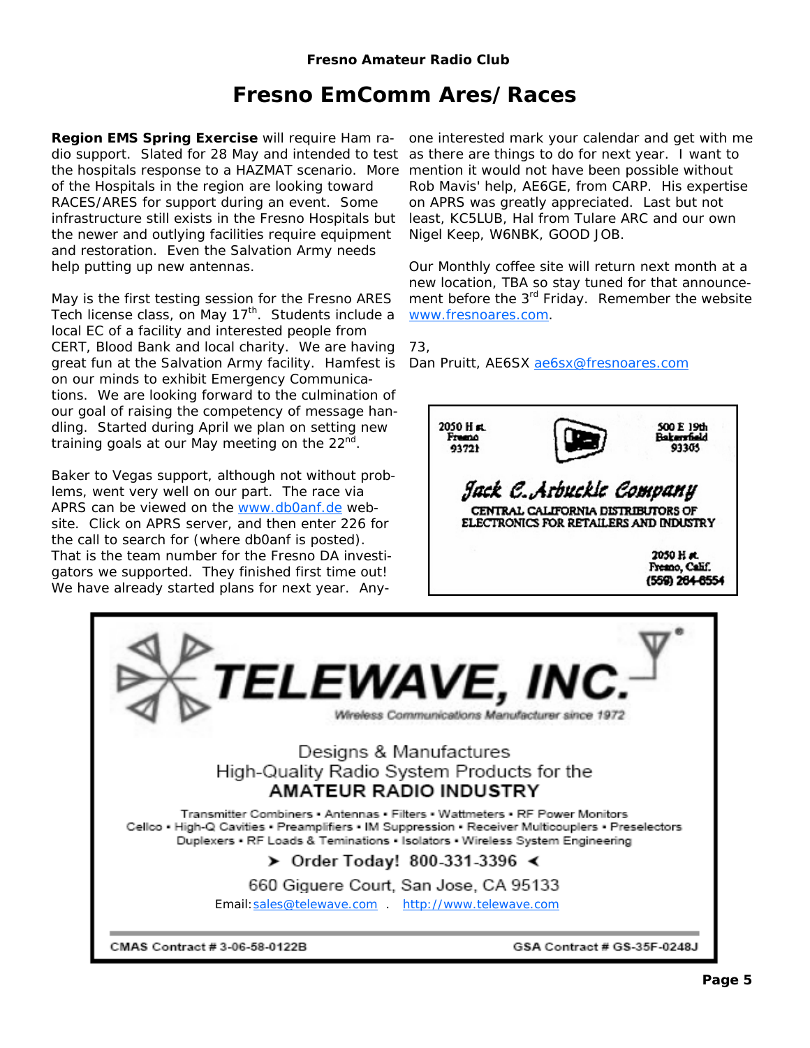# Fresno EmComm Ares/Races

**Region EMS Spring Exercise** will require Ham radio support. Slated for 28 May and intended to test the hospitals response to a HAZMAT scenario. More of the Hospitals in the region are looking toward RACES/ARES for support during an event. Some infrastructure still exists in the Fresno Hospitals but the newer and outlying facilities require equipment and restoration. Even the Salvation Army needs help putting up new antennas.

May is the first testing session for the Fresno ARES Tech license class, on May 17th. Students include a local EC of a facility and interested people from CERT, Blood Bank and local charity. We are having great fun at the Salvation Army facility. Hamfest is on our minds to exhibit Emergency Communications. We are looking forward to the culmination of our goal of raising the competency of message handling. Started during April we plan on setting new training goals at our May meeting on the 22nd.

Baker to Vegas support, although not without problems, went very well on our part. The race via APRS can be viewed on the www.db0anf.de website. Click on APRS server, and then enter 226 for the call to search for (where db0anf is posted). That is the team number for the Fresno DA investigators we supported. They finished first time out! We have already started plans for next year. Anyone interested mark your calendar and get with me as there are things to do for next year. I want to mention it would not have been possible without Rob Mavis' help, AE6GE, from CARP. His expertise on APRS was greatly appreciated. Last but not least, KC5LUB, Hal from Tulare ARC and our own Nigel Keep, W6NBK, GOOD JOB.

Our Monthly coffee site will return next month at a new location, TBA so stay tuned for that announcement before the 3rd Friday. Remember the website www.fresnoares.com.

73,
Dan Pruitt, AE6SX ae6sx@fresnoares.com

---

2050 H st. Fresno 93721 | 500 E 19th Bakersfield 93305

**Jack C. Arbuckle Company**

CENTRAL CALIFORNIA DISTRIBUTORS OF ELECTRONICS FOR RETAILERS AND INDUSTRY

2050 H st.
Fresno, Calif.
(559) 264-6554

---

**TELEWAVE, INC.**

*Wireless Communications Manufacturer since 1972*

Designs & Manufactures
High-Quality Radio System Products for the
**AMATEUR RADIO INDUSTRY**

Transmitter Combiners • Antennas • Filters • Wattmeters • RF Power Monitors
Cellco • High-Q Cavities • Preamplifiers • IM Suppression • Receiver Multicouplers • Preselectors
Duplexers • RF Loads & Teminations • Isolators • Wireless System Engineering

➤ Order Today! 800-331-3396 ◄

660 Giguere Court, San Jose, CA 95133

Email: sales@telewave.com . http://www.telewave.com

CMAS Contract # 3-06-58-0122B | GSA Contract # GS-35F-0248J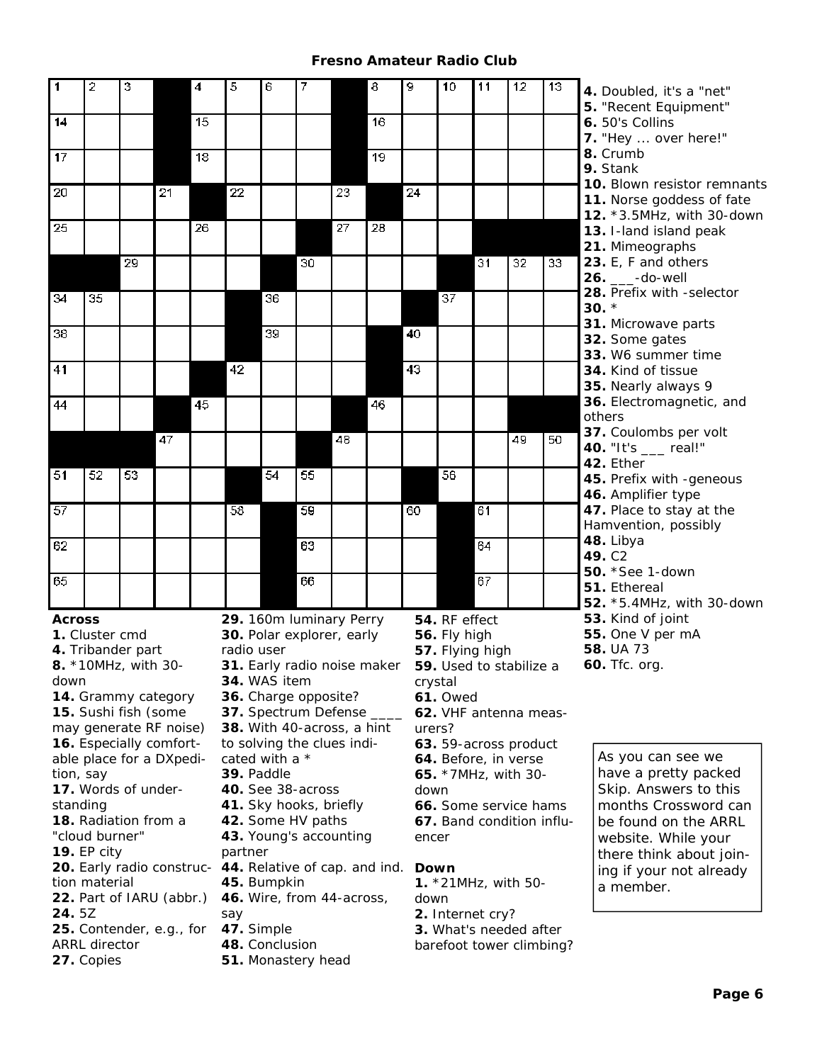# Fresno Amateur Radio Club

## Across

**1.** Cluster cmd
**4.** Tribander part
**8.** *10MHz, with 30-down
**14.** Grammy category
**15.** Sushi fish (some may generate RF noise)
**16.** Especially comfortable place for a DXpedition, say
**17.** Words of understanding
**18.** Radiation from a "cloud burner"
**19.** EP city
**20.** Early radio construction material
**22.** Part of IARU (abbr.)
**24.** 5Z
**25.** Contender, e.g., for ARRL director
**27.** Copies
**29.** 160m luminary Perry
**30.** Polar explorer, early radio user
**31.** Early radio noise maker
**34.** WAS item
**36.** Charge opposite?
**37.** Spectrum Defense ____
**38.** With 40-across, a hint to solving the clues indicated with a *
**39.** Paddle
**40.** See 38-across
**41.** Sky hooks, briefly
**42.** Some HV paths
**43.** Young's accounting partner
**44.** Relative of cap. and ind.
**45.** Bumpkin
**46.** Wire, from 44-across, say
**47.** Simple
**48.** Conclusion
**51.** Monastery head
**54.** RF effect
**56.** Fly high
**57.** Flying high
**59.** Used to stabilize a crystal
**61.** Owed
**62.** VHF antenna measurers?
**63.** 59-across product
**64.** Before, in verse
**65.** *7MHz, with 30-down
**66.** Some service hams
**67.** Band condition influencer

## Down

**1.** *21MHz, with 50-down
**2.** Internet cry?
**3.** What's needed after barefoot tower climbing?
**4.** Doubled, it's a "net"
**5.** "Recent Equipment"
**6.** 50's Collins
**7.** "Hey ... over here!"
**8.** Crumb
**9.** Stank
**10.** Blown resistor remnants
**11.** Norse goddess of fate
**12.** *3.5MHz, with 30-down
**13.** I-land island peak
**21.** Mimeographs
**23.** E, F and others
**26.** ___-do-well
**28.** Prefix with -selector
**30.** *
**31.** Microwave parts
**32.** Some gates
**33.** W6 summer time
**34.** Kind of tissue
**35.** Nearly always 9
**36.** Electromagnetic, and others
**37.** Coulombs per volt
**40.** "It's ___ real!"
**42.** Ether
**45.** Prefix with -geneous
**46.** Amplifier type
**47.** Place to stay at the Hamvention, possibly
**48.** Libya
**49.** C2
**50.** *See 1-down
**51.** Ethereal
**52.** *5.4MHz, with 30-down
**53.** Kind of joint
**55.** One V per mA
**58.** UA 73
**60.** Tfc. org.

As you can see we have a pretty packed Skip. Answers to this months Crossword can be found on the ARRL website. While your there think about joining if your not already a member.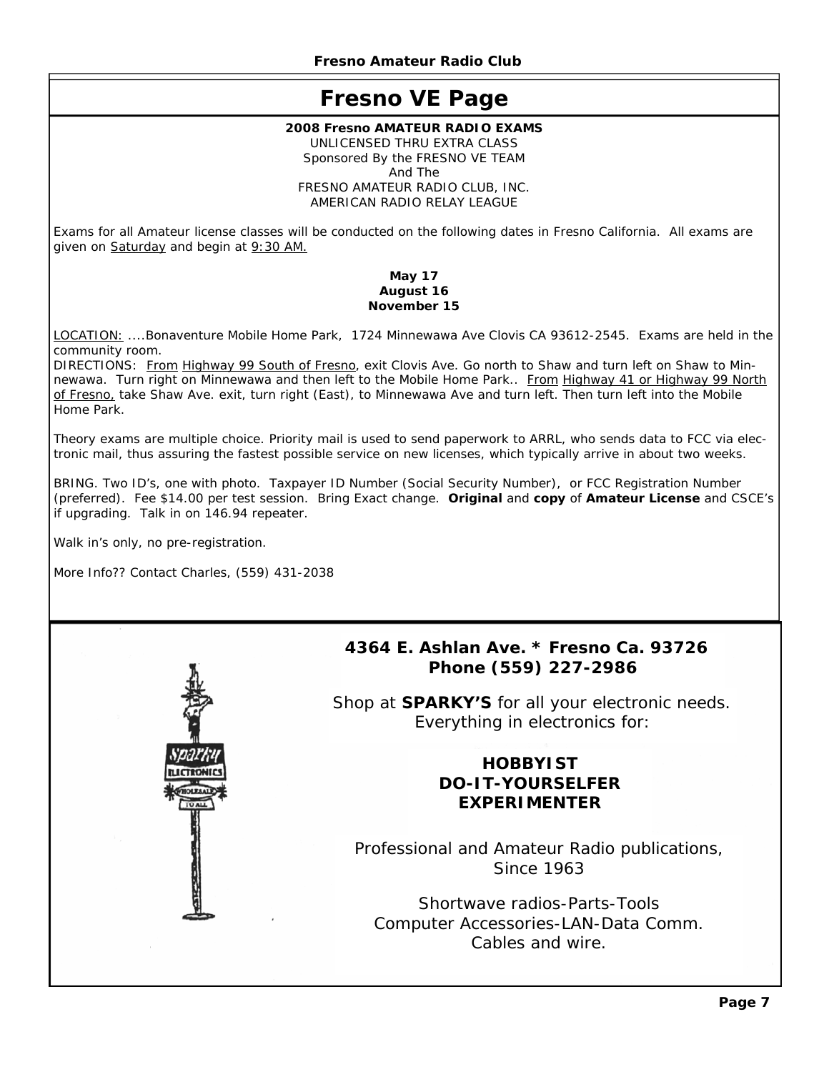# Fresno VE Page

**2008 Fresno AMATEUR RADIO EXAMS**

UNLICENSED THRU EXTRA CLASS
Sponsored By the FRESNO VE TEAM
And The
FRESNO AMATEUR RADIO CLUB, INC.
AMERICAN RADIO RELAY LEAGUE

Exams for all Amateur license classes will be conducted on the following dates in Fresno California. All exams are given on Saturday and begin at 9:30 AM.

**May 17**
**August 16**
**November 15**

LOCATION: ....Bonaventure Mobile Home Park, 1724 Minnewawa Ave Clovis CA 93612-2545. Exams are held in the community room.

DIRECTIONS: From Highway 99 South of Fresno, exit Clovis Ave. Go north to Shaw and turn left on Shaw to Minnewawa. Turn right on Minnewawa and then left to the Mobile Home Park.. From Highway 41 or Highway 99 North of Fresno, take Shaw Ave. exit, turn right (East), to Minnewawa Ave and turn left. Then turn left into the Mobile Home Park.

Theory exams are multiple choice. Priority mail is used to send paperwork to ARRL, who sends data to FCC via electronic mail, thus assuring the fastest possible service on new licenses, which typically arrive in about two weeks.

BRING. Two ID's, one with photo. Taxpayer ID Number (Social Security Number), or FCC Registration Number (preferred). Fee $14.00 per test session. Bring Exact change. **Original** and **copy** of **Amateur License** and CSCE's if upgrading. Talk in on 146.94 repeater.

Walk in's only, no pre-registration.

More Info?? Contact Charles, (559) 431-2038

**4364 E. Ashlan Ave. * Fresno Ca. 93726**
**Phone (559) 227-2986**

Shop at **SPARKY'S** for all your electronic needs.
Everything in electronics for:

**HOBBYIST**
**DO-IT-YOURSELFER**
**EXPERIMENTER**

Professional and Amateur Radio publications,
Since 1963

Shortwave radios-Parts-Tools
Computer Accessories-LAN-Data Comm.
Cables and wire.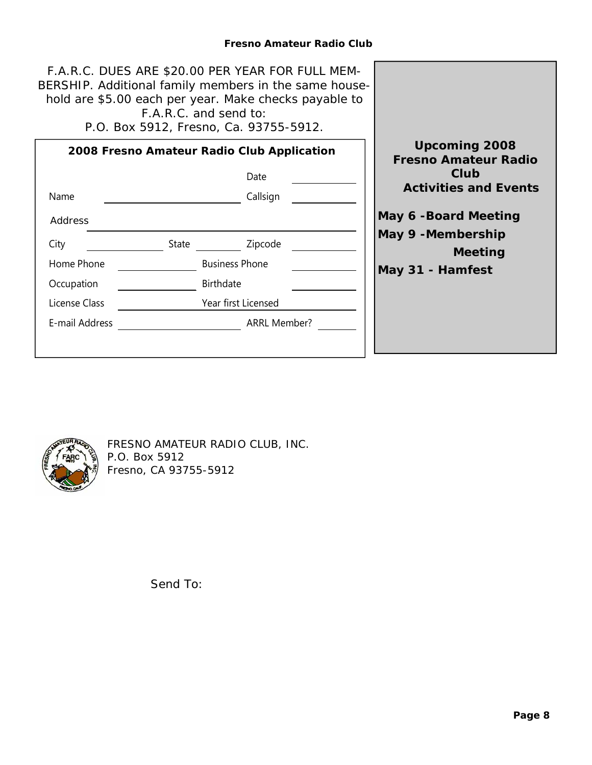F.A.R.C. DUES ARE $20.00 PER YEAR FOR FULL MEMBERSHIP. Additional family members in the same household are $5.00 each per year. Make checks payable to F.A.R.C. and send to:
P.O. Box 5912, Fresno, Ca. 93755-5912.

## 2008 Fresno Amateur Radio Club Application

| | | | |
|---|---|---|---|
| | | Date | |
| Name | | Callsign | |
| Address | | | |
| City | | State | Zipcode |
| Home Phone | | Business Phone | |
| Occupation | | Birthdate | |
| License Class | | Year first Licensed | |
| E-mail Address | | ARRL Member? | |

## Upcoming 2008 Fresno Amateur Radio Club Activities and Events

**May 6 -Board Meeting**

**May 9 -Membership Meeting**

**May 31 - Hamfest**

FRESNO AMATEUR RADIO CLUB, INC.
P.O. Box 5912
Fresno, CA 93755-5912

Send To: